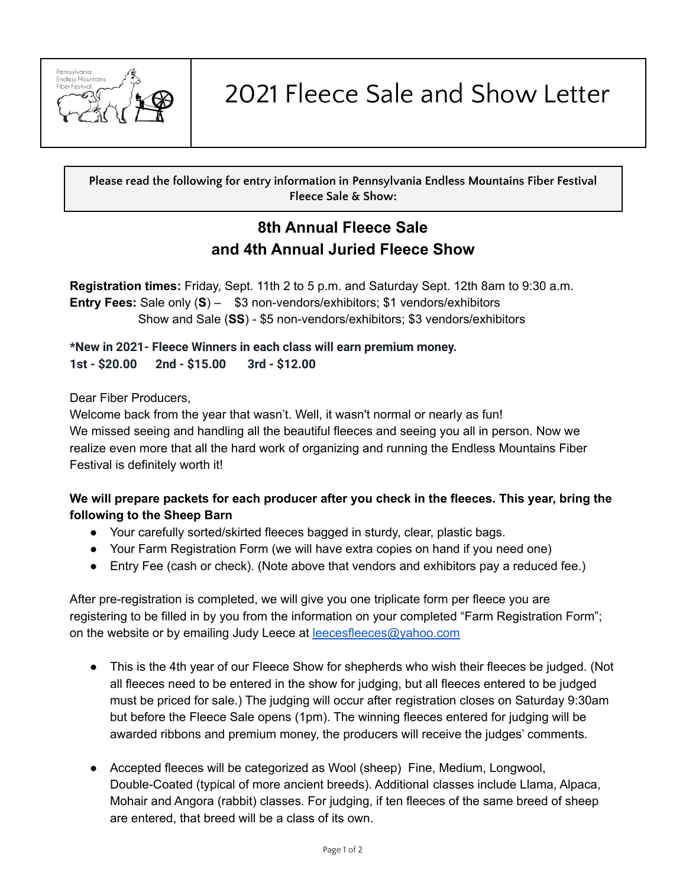Pennsylvania Endless Mountains Fiber Festival

# 2021 Fleece Sale and Show Letter

**Please read the following for entry information in Pennsylvania Endless Mountains Fiber Festival Fleece Sale & Show:**

## 8th Annual Fleece Sale and 4th Annual Juried Fleece Show

**Registration times:** Friday, Sept. 11th 2 to 5 p.m. and Saturday Sept. 12th 8am to 9:30 a.m.
**Entry Fees:** Sale only (**S**) – $3 non-vendors/exhibitors; $1 vendors/exhibitors
Show and Sale (**SS**) - $5 non-vendors/exhibitors; $3 vendors/exhibitors

**\*New in 2021- Fleece Winners in each class will earn premium money.**
**1st - $20.00 2nd - $15.00 3rd - $12.00**

Dear Fiber Producers,
Welcome back from the year that wasn't. Well, it wasn't normal or nearly as fun!
We missed seeing and handling all the beautiful fleeces and seeing you all in person. Now we realize even more that all the hard work of organizing and running the Endless Mountains Fiber Festival is definitely worth it!

**We will prepare packets for each producer after you check in the fleeces. This year, bring the following to the Sheep Barn**

- Your carefully sorted/skirted fleeces bagged in sturdy, clear, plastic bags.
- Your Farm Registration Form (we will have extra copies on hand if you need one)
- Entry Fee (cash or check). (Note above that vendors and exhibitors pay a reduced fee.)

After pre-registration is completed, we will give you one triplicate form per fleece you are registering to be filled in by you from the information on your completed "Farm Registration Form"; on the website or by emailing Judy Leece at leecesfleeces@yahoo.com

- This is the 4th year of our Fleece Show for shepherds who wish their fleeces be judged. (Not all fleeces need to be entered in the show for judging, but all fleeces entered to be judged must be priced for sale.) The judging will occur after registration closes on Saturday 9:30am but before the Fleece Sale opens (1pm). The winning fleeces entered for judging will be awarded ribbons and premium money, the producers will receive the judges' comments.

- Accepted fleeces will be categorized as Wool (sheep) Fine, Medium, Longwool, Double-Coated (typical of more ancient breeds). Additional classes include Llama, Alpaca, Mohair and Angora (rabbit) classes. For judging, if ten fleeces of the same breed of sheep are entered, that breed will be a class of its own.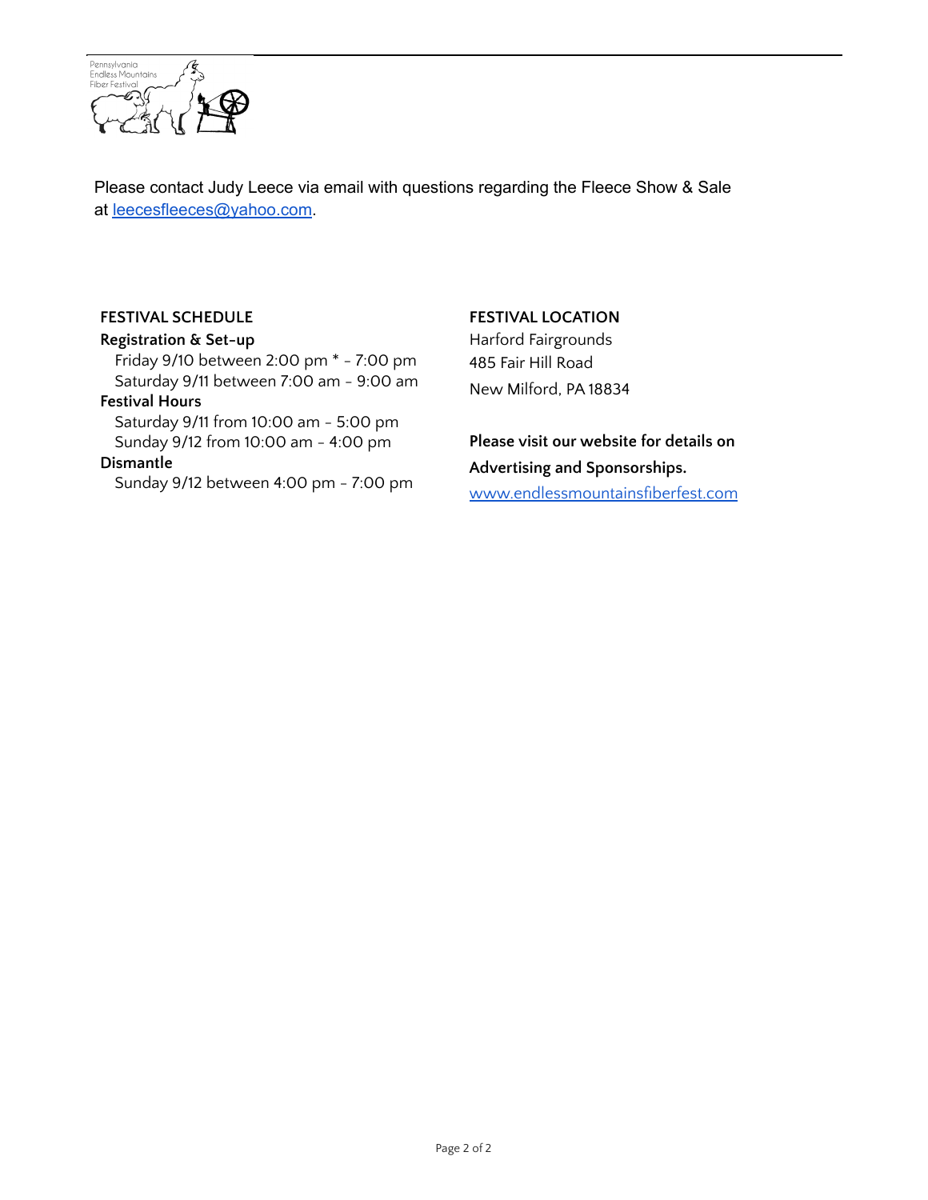Pennsylvania Endless Mountains Fiber Festival

Please contact Judy Leece via email with questions regarding the Fleece Show & Sale at [leecesfleeces@yahoo.com](mailto:leecesfleeces@yahoo.com).

**FESTIVAL SCHEDULE**

**Registration & Set-up**

Friday 9/10 between 2:00 pm * - 7:00 pm
Saturday 9/11 between 7:00 am - 9:00 am

**Festival Hours**

Saturday 9/11 from 10:00 am - 5:00 pm
Sunday 9/12 from 10:00 am - 4:00 pm

**Dismantle**

Sunday 9/12 between 4:00 pm - 7:00 pm

**FESTIVAL LOCATION**

Harford Fairgrounds
485 Fair Hill Road
New Milford, PA 18834

**Please visit our website for details on Advertising and Sponsorships.**

[www.endlessmountainsfiberfest.com](http://www.endlessmountainsfiberfest.com)